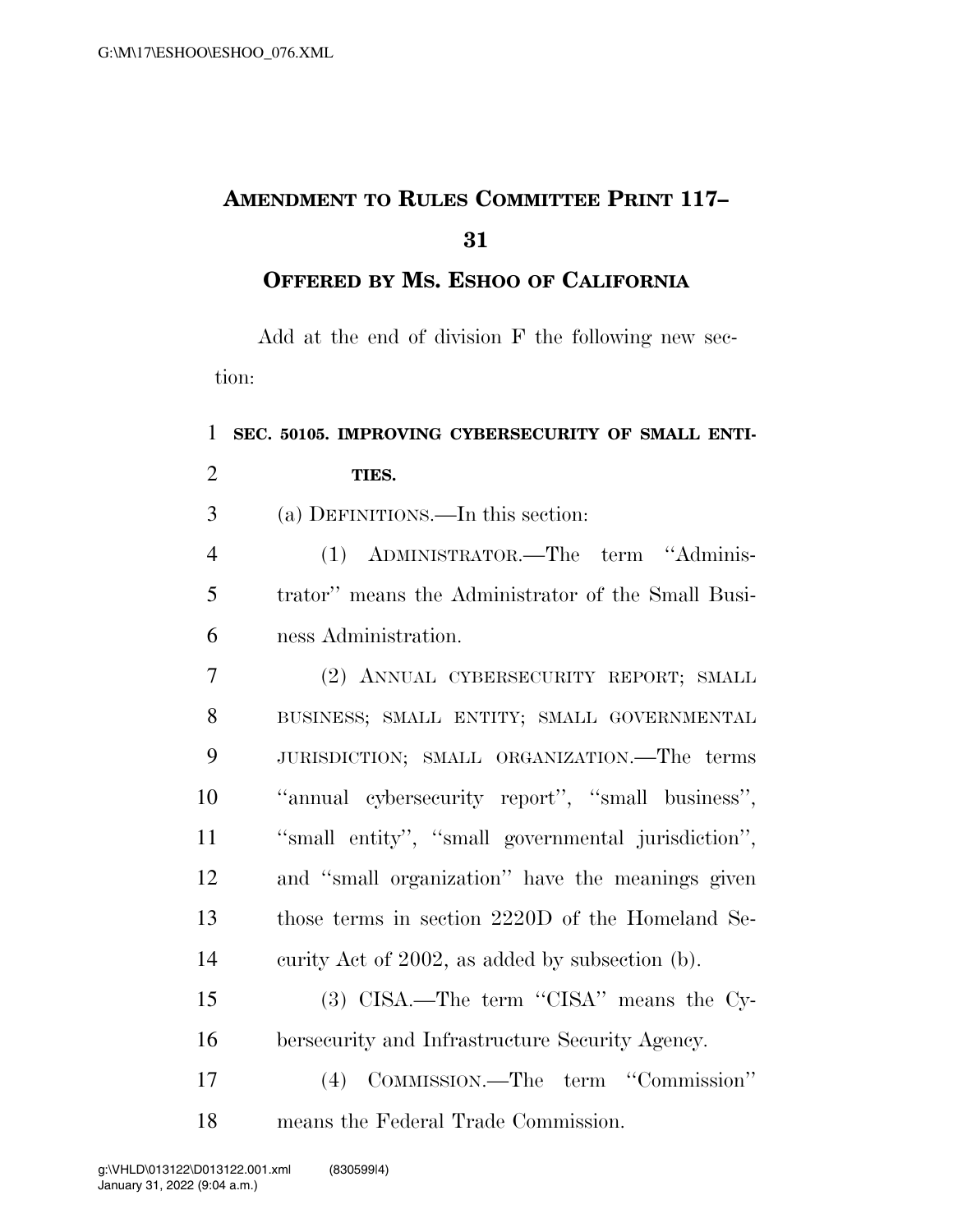# AMENDMENT TO RULES COMMITTEE PRINT 117–31

## OFFERED BY MS. ESHOO OF CALIFORNIA

Add at the end of division F the following new section:

**SEC. 50105. IMPROVING CYBERSECURITY OF SMALL ENTITIES.**

(a) DEFINITIONS.—In this section:

(1) ADMINISTRATOR.—The term ''Administrator'' means the Administrator of the Small Business Administration.

(2) ANNUAL CYBERSECURITY REPORT; SMALL BUSINESS; SMALL ENTITY; SMALL GOVERNMENTAL JURISDICTION; SMALL ORGANIZATION.—The terms ''annual cybersecurity report'', ''small business'', ''small entity'', ''small governmental jurisdiction'', and ''small organization'' have the meanings given those terms in section 2220D of the Homeland Security Act of 2002, as added by subsection (b).

(3) CISA.—The term ''CISA'' means the Cybersecurity and Infrastructure Security Agency.

(4) COMMISSION.—The term ''Commission'' means the Federal Trade Commission.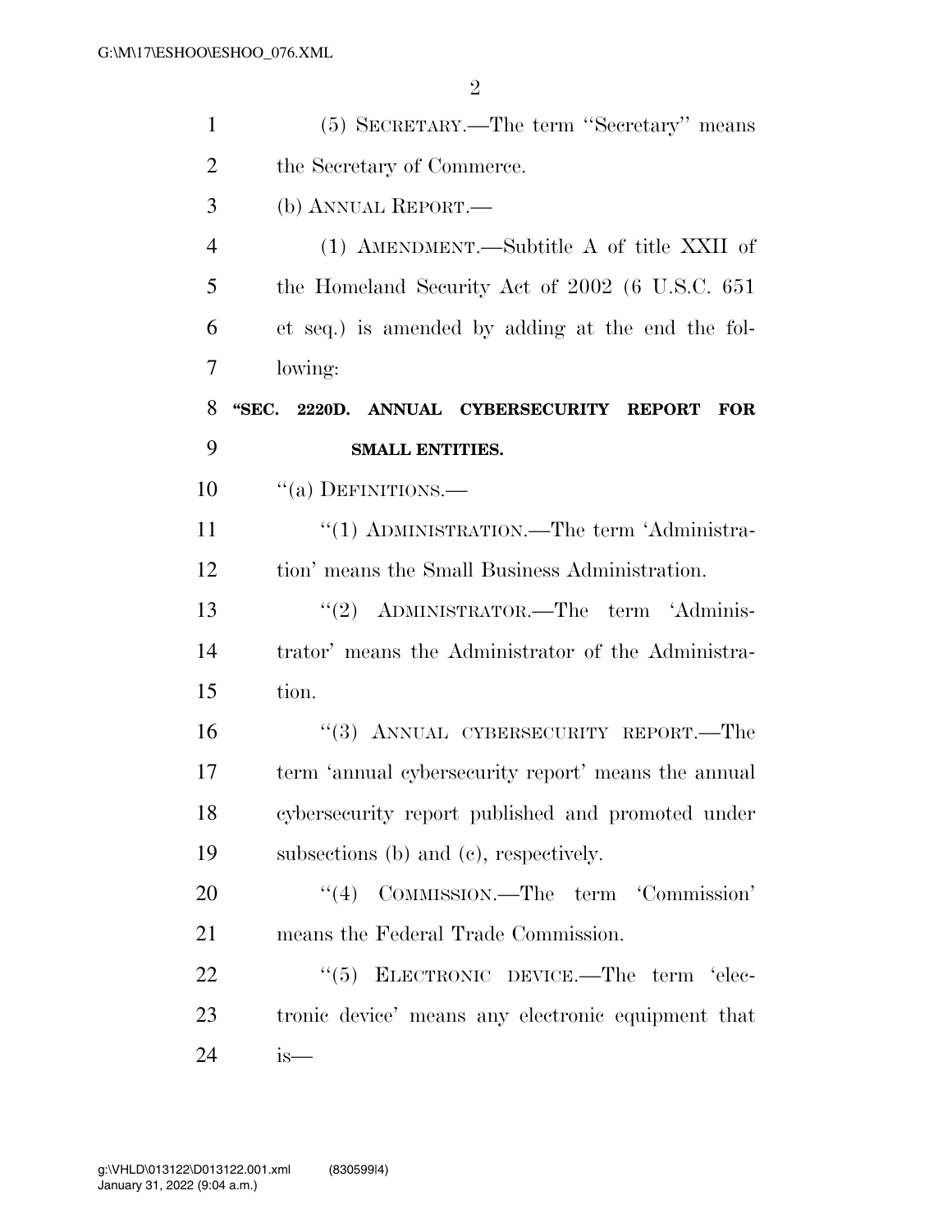(5) SECRETARY.—The term ''Secretary'' means the Secretary of Commerce.

(b) ANNUAL REPORT.—

(1) AMENDMENT.—Subtitle A of title XXII of the Homeland Security Act of 2002 (6 U.S.C. 651 et seq.) is amended by adding at the end the following:

**''SEC. 2220D. ANNUAL CYBERSECURITY REPORT FOR SMALL ENTITIES.**

''(a) DEFINITIONS.—

''(1) ADMINISTRATION.—The term 'Administration' means the Small Business Administration.

''(2) ADMINISTRATOR.—The term 'Administrator' means the Administrator of the Administration.

''(3) ANNUAL CYBERSECURITY REPORT.—The term 'annual cybersecurity report' means the annual cybersecurity report published and promoted under subsections (b) and (c), respectively.

''(4) COMMISSION.—The term 'Commission' means the Federal Trade Commission.

''(5) ELECTRONIC DEVICE.—The term 'electronic device' means any electronic equipment that is—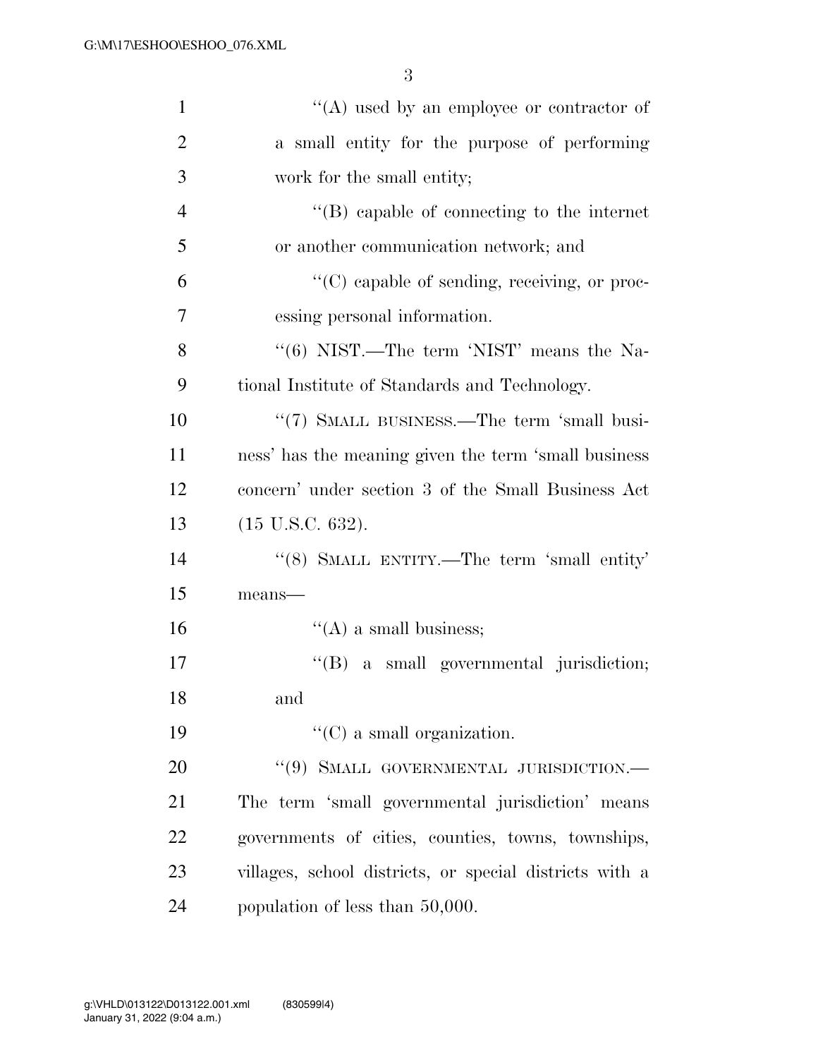''(A) used by an employee or contractor of a small entity for the purpose of performing work for the small entity;

''(B) capable of connecting to the internet or another communication network; and

''(C) capable of sending, receiving, or processing personal information.

''(6) NIST.—The term 'NIST' means the National Institute of Standards and Technology.

''(7) SMALL BUSINESS.—The term 'small business' has the meaning given the term 'small business concern' under section 3 of the Small Business Act (15 U.S.C. 632).

''(8) SMALL ENTITY.—The term 'small entity' means—

''(A) a small business;

''(B) a small governmental jurisdiction; and

''(C) a small organization.

''(9) SMALL GOVERNMENTAL JURISDICTION.—The term 'small governmental jurisdiction' means governments of cities, counties, towns, townships, villages, school districts, or special districts with a population of less than 50,000.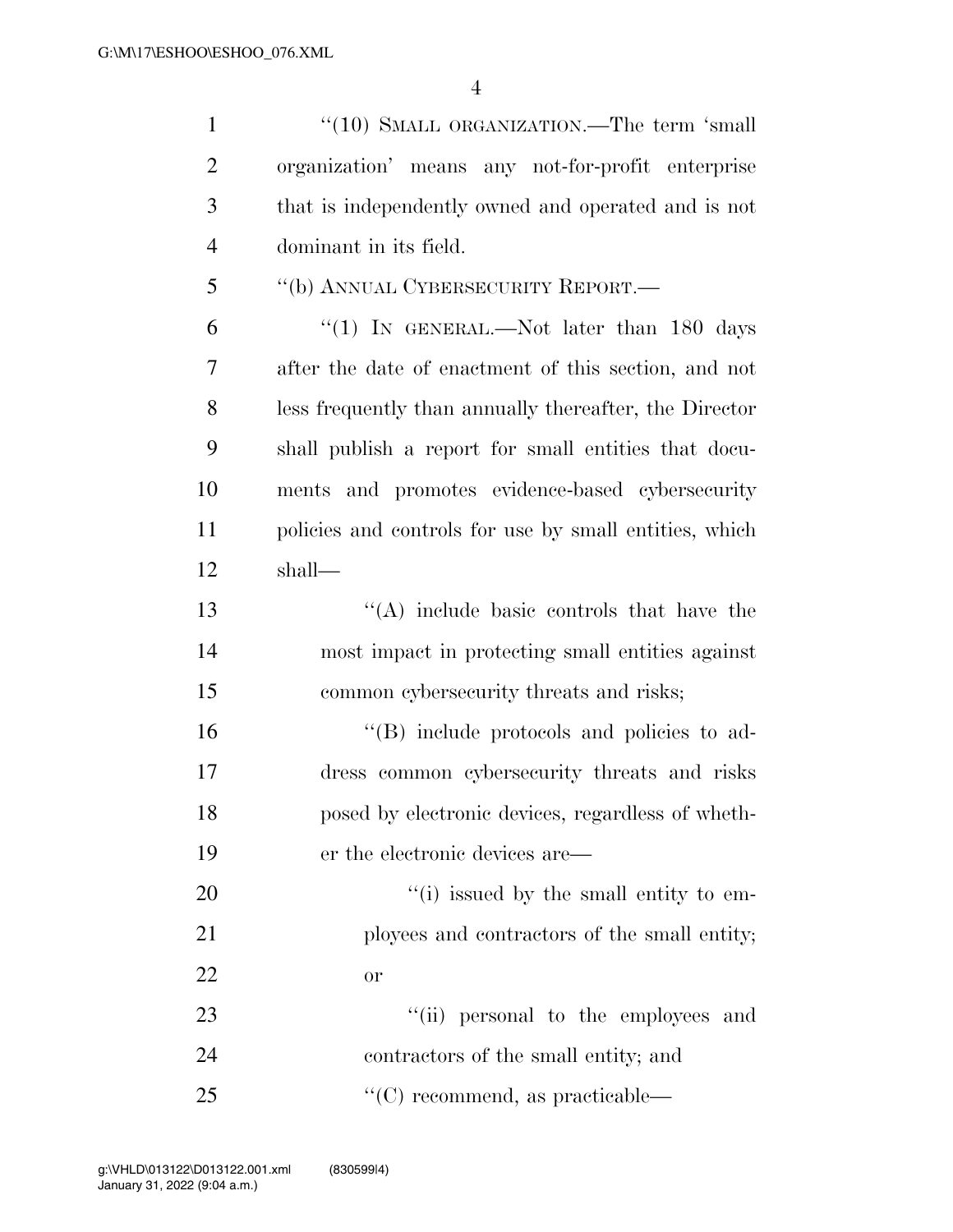"(10) SMALL ORGANIZATION.—The term 'small organization' means any not-for-profit enterprise that is independently owned and operated and is not dominant in its field.

"(b) ANNUAL CYBERSECURITY REPORT.—

"(1) IN GENERAL.—Not later than 180 days after the date of enactment of this section, and not less frequently than annually thereafter, the Director shall publish a report for small entities that documents and promotes evidence-based cybersecurity policies and controls for use by small entities, which shall—

"(A) include basic controls that have the most impact in protecting small entities against common cybersecurity threats and risks;

"(B) include protocols and policies to address common cybersecurity threats and risks posed by electronic devices, regardless of whether the electronic devices are—

"(i) issued by the small entity to employees and contractors of the small entity; or

"(ii) personal to the employees and contractors of the small entity; and

"(C) recommend, as practicable—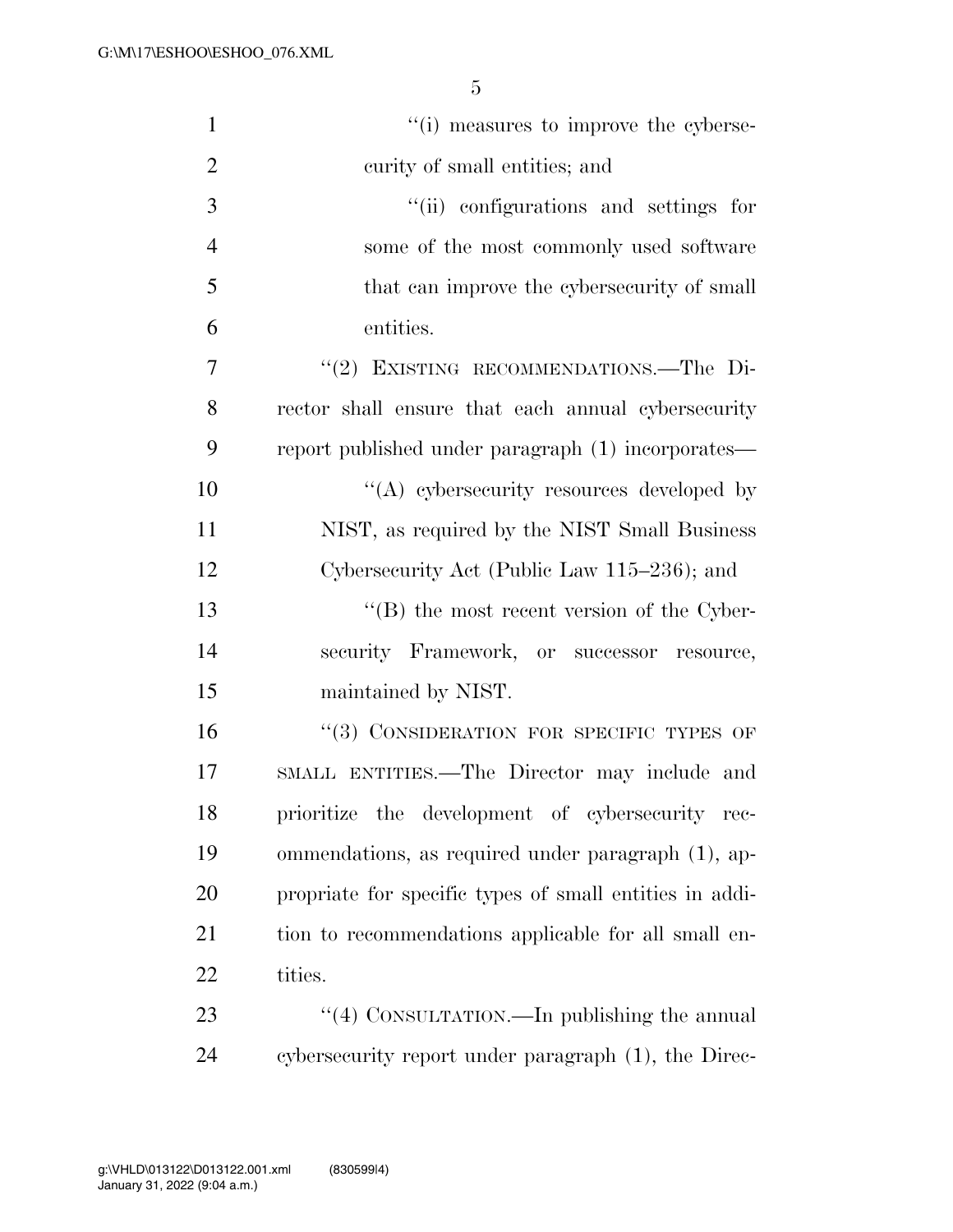''(i) measures to improve the cybersecurity of small entities; and

''(ii) configurations and settings for some of the most commonly used software that can improve the cybersecurity of small entities.

''(2) EXISTING RECOMMENDATIONS.—The Director shall ensure that each annual cybersecurity report published under paragraph (1) incorporates—

''(A) cybersecurity resources developed by NIST, as required by the NIST Small Business Cybersecurity Act (Public Law 115–236); and

''(B) the most recent version of the Cybersecurity Framework, or successor resource, maintained by NIST.

''(3) CONSIDERATION FOR SPECIFIC TYPES OF SMALL ENTITIES.—The Director may include and prioritize the development of cybersecurity recommendations, as required under paragraph (1), appropriate for specific types of small entities in addition to recommendations applicable for all small entities.

''(4) CONSULTATION.—In publishing the annual cybersecurity report under paragraph (1), the Direc-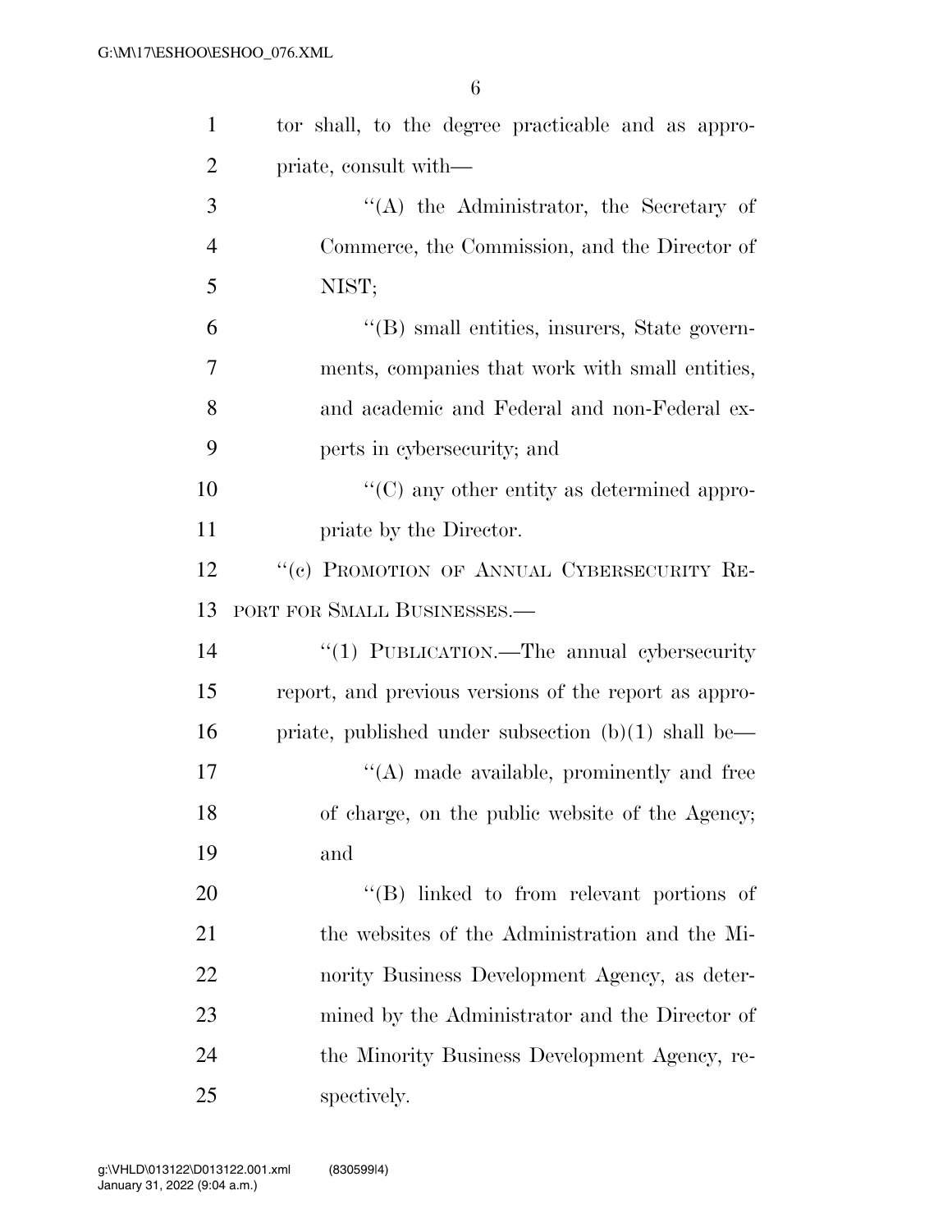tor shall, to the degree practicable and as appropriate, consult with—

"(A) the Administrator, the Secretary of Commerce, the Commission, and the Director of NIST;

"(B) small entities, insurers, State governments, companies that work with small entities, and academic and Federal and non-Federal experts in cybersecurity; and

"(C) any other entity as determined appropriate by the Director.

"(c) PROMOTION OF ANNUAL CYBERSECURITY REPORT FOR SMALL BUSINESSES.—

"(1) PUBLICATION.—The annual cybersecurity report, and previous versions of the report as appropriate, published under subsection (b)(1) shall be—

"(A) made available, prominently and free of charge, on the public website of the Agency; and

"(B) linked to from relevant portions of the websites of the Administration and the Minority Business Development Agency, as determined by the Administrator and the Director of the Minority Business Development Agency, respectively.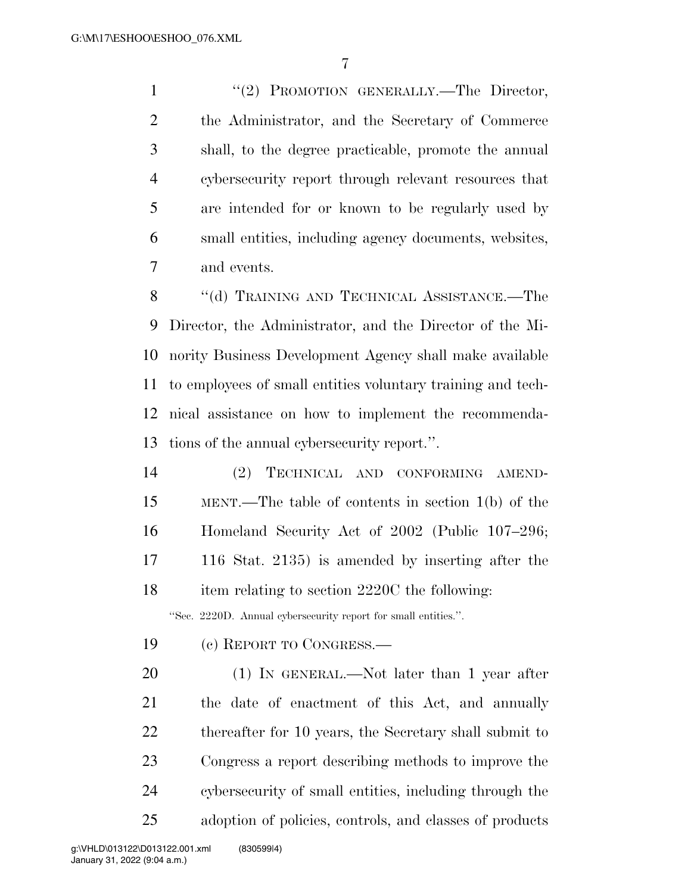"(2) PROMOTION GENERALLY.—The Director, the Administrator, and the Secretary of Commerce shall, to the degree practicable, promote the annual cybersecurity report through relevant resources that are intended for or known to be regularly used by small entities, including agency documents, websites, and events.

"(d) TRAINING AND TECHNICAL ASSISTANCE.—The Director, the Administrator, and the Director of the Minority Business Development Agency shall make available to employees of small entities voluntary training and technical assistance on how to implement the recommendations of the annual cybersecurity report.".

(2) TECHNICAL AND CONFORMING AMENDMENT.—The table of contents in section 1(b) of the Homeland Security Act of 2002 (Public 107–296; 116 Stat. 2135) is amended by inserting after the item relating to section 2220C the following:

"Sec. 2220D. Annual cybersecurity report for small entities.".

(c) REPORT TO CONGRESS.—

(1) IN GENERAL.—Not later than 1 year after the date of enactment of this Act, and annually thereafter for 10 years, the Secretary shall submit to Congress a report describing methods to improve the cybersecurity of small entities, including through the adoption of policies, controls, and classes of products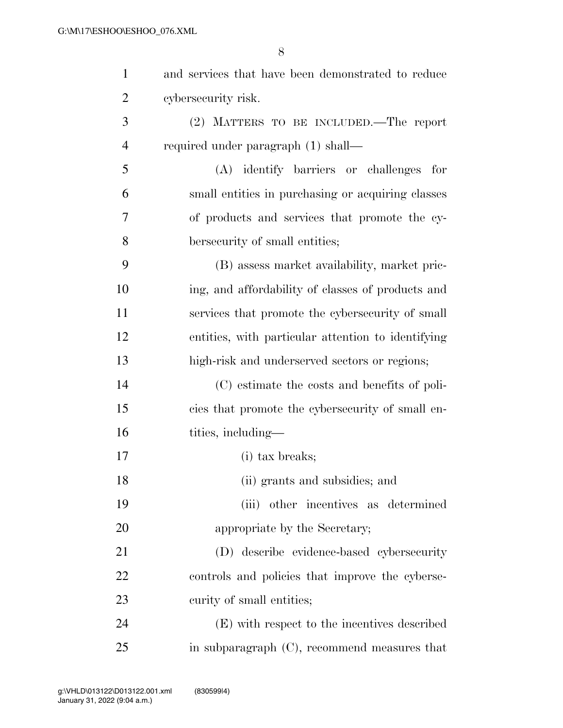and services that have been demonstrated to reduce cybersecurity risk.

(2) MATTERS TO BE INCLUDED.—The report required under paragraph (1) shall—

(A) identify barriers or challenges for small entities in purchasing or acquiring classes of products and services that promote the cybersecurity of small entities;

(B) assess market availability, market pricing, and affordability of classes of products and services that promote the cybersecurity of small entities, with particular attention to identifying high-risk and underserved sectors or regions;

(C) estimate the costs and benefits of policies that promote the cybersecurity of small entities, including—

(i) tax breaks;

(ii) grants and subsidies; and

(iii) other incentives as determined appropriate by the Secretary;

(D) describe evidence-based cybersecurity controls and policies that improve the cybersecurity of small entities;

(E) with respect to the incentives described in subparagraph (C), recommend measures that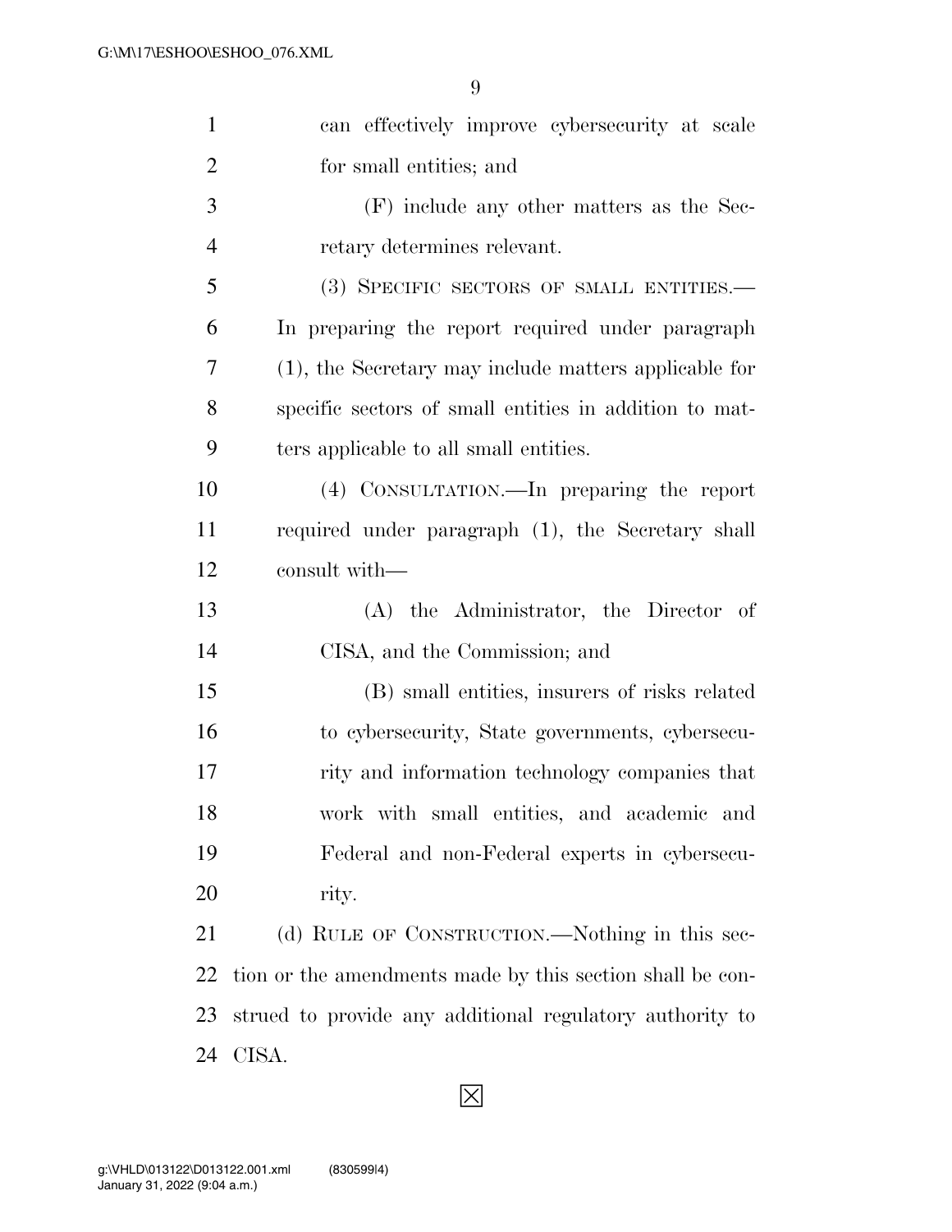can effectively improve cybersecurity at scale for small entities; and

(F) include any other matters as the Secretary determines relevant.

(3) SPECIFIC SECTORS OF SMALL ENTITIES.—In preparing the report required under paragraph (1), the Secretary may include matters applicable for specific sectors of small entities in addition to matters applicable to all small entities.

(4) CONSULTATION.—In preparing the report required under paragraph (1), the Secretary shall consult with—

(A) the Administrator, the Director of CISA, and the Commission; and

(B) small entities, insurers of risks related to cybersecurity, State governments, cybersecurity and information technology companies that work with small entities, and academic and Federal and non-Federal experts in cybersecurity.

(d) RULE OF CONSTRUCTION.—Nothing in this section or the amendments made by this section shall be construed to provide any additional regulatory authority to CISA.